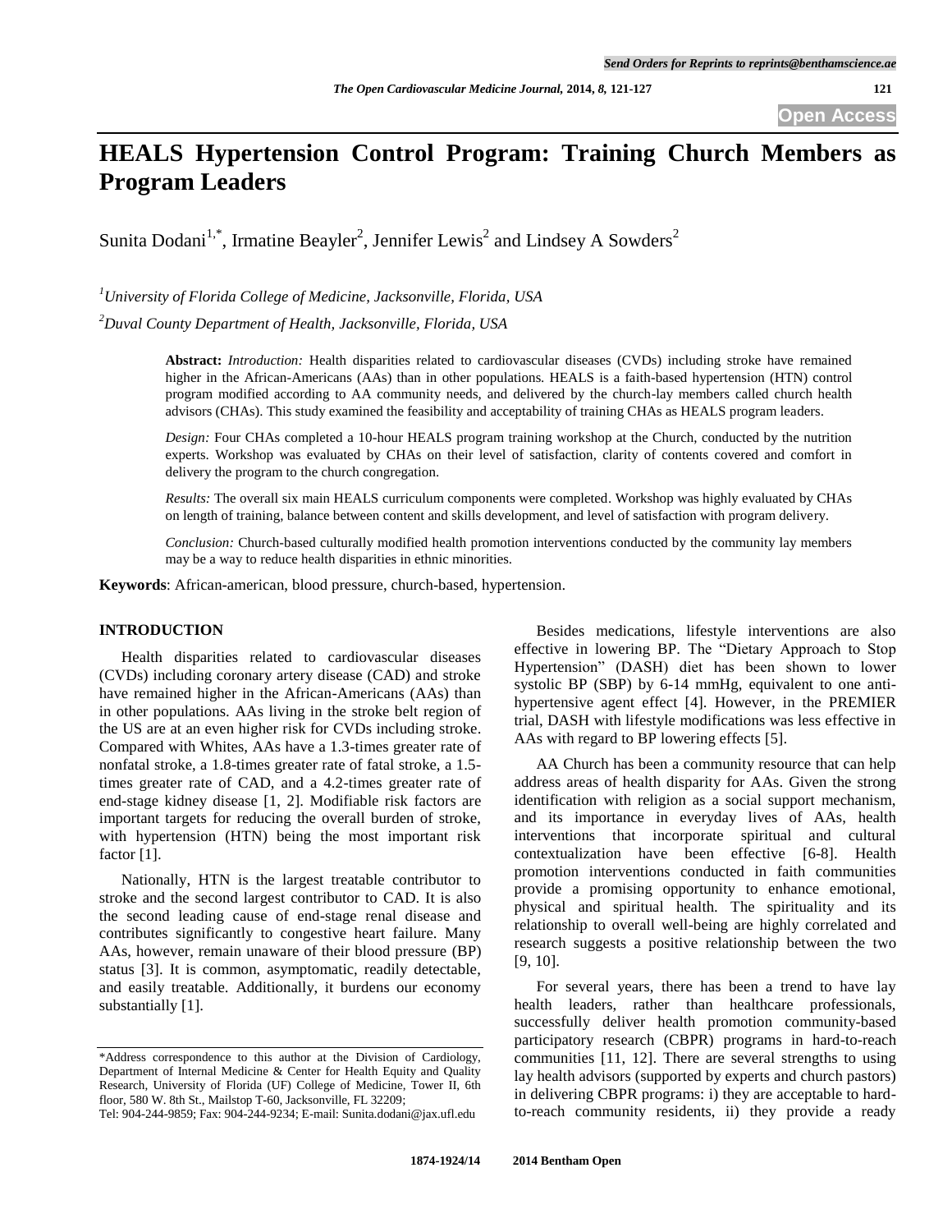# HEALS Hypertension Control Program: Training Church Members as Program Leaders

Sunita Dodani[1,*], Irmatine Beayler[2], Jennifer Lewis[2] and Lindsey A Sowders[2]

[1]*University of Florida College of Medicine, Jacksonville, Florida, USA*

[2]*Duval County Department of Health, Jacksonville, Florida, USA*

**Abstract:** *Introduction:* Health disparities related to cardiovascular diseases (CVDs) including stroke have remained higher in the African-Americans (AAs) than in other populations. HEALS is a faith-based hypertension (HTN) control program modified according to AA community needs, and delivered by the church-lay members called church health advisors (CHAs). This study examined the feasibility and acceptability of training CHAs as HEALS program leaders.

*Design:* Four CHAs completed a 10-hour HEALS program training workshop at the Church, conducted by the nutrition experts. Workshop was evaluated by CHAs on their level of satisfaction, clarity of contents covered and comfort in delivery the program to the church congregation.

*Results:* The overall six main HEALS curriculum components were completed. Workshop was highly evaluated by CHAs on length of training, balance between content and skills development, and level of satisfaction with program delivery.

*Conclusion:* Church-based culturally modified health promotion interventions conducted by the community lay members may be a way to reduce health disparities in ethnic minorities.

**Keywords**: African-american, blood pressure, church-based, hypertension.

## INTRODUCTION

Health disparities related to cardiovascular diseases (CVDs) including coronary artery disease (CAD) and stroke have remained higher in the African-Americans (AAs) than in other populations. AAs living in the stroke belt region of the US are at an even higher risk for CVDs including stroke. Compared with Whites, AAs have a 1.3-times greater rate of nonfatal stroke, a 1.8-times greater rate of fatal stroke, a 1.5-times greater rate of CAD, and a 4.2-times greater rate of end-stage kidney disease [1, 2]. Modifiable risk factors are important targets for reducing the overall burden of stroke, with hypertension (HTN) being the most important risk factor [1].

Nationally, HTN is the largest treatable contributor to stroke and the second largest contributor to CAD. It is also the second leading cause of end-stage renal disease and contributes significantly to congestive heart failure. Many AAs, however, remain unaware of their blood pressure (BP) status [3]. It is common, asymptomatic, readily detectable, and easily treatable. Additionally, it burdens our economy substantially [1].

Besides medications, lifestyle interventions are also effective in lowering BP. The "Dietary Approach to Stop Hypertension" (DASH) diet has been shown to lower systolic BP (SBP) by 6-14 mmHg, equivalent to one anti-hypertensive agent effect [4]. However, in the PREMIER trial, DASH with lifestyle modifications was less effective in AAs with regard to BP lowering effects [5].

AA Church has been a community resource that can help address areas of health disparity for AAs. Given the strong identification with religion as a social support mechanism, and its importance in everyday lives of AAs, health interventions that incorporate spiritual and cultural contextualization have been effective [6-8]. Health promotion interventions conducted in faith communities provide a promising opportunity to enhance emotional, physical and spiritual health. The spirituality and its relationship to overall well-being are highly correlated and research suggests a positive relationship between the two [9, 10].

For several years, there has been a trend to have lay health leaders, rather than healthcare professionals, successfully deliver health promotion community-based participatory research (CBPR) programs in hard-to-reach communities [11, 12]. There are several strengths to using lay health advisors (supported by experts and church pastors) in delivering CBPR programs: i) they are acceptable to hard-to-reach community residents, ii) they provide a ready

*Address correspondence to this author at the Division of Cardiology, Department of Internal Medicine & Center for Health Equity and Quality Research, University of Florida (UF) College of Medicine, Tower II, 6th floor, 580 W. 8th St., Mailstop T-60, Jacksonville, FL 32209; Tel: 904-244-9859; Fax: 904-244-9234; E-mail: Sunita.dodani@jax.ufl.edu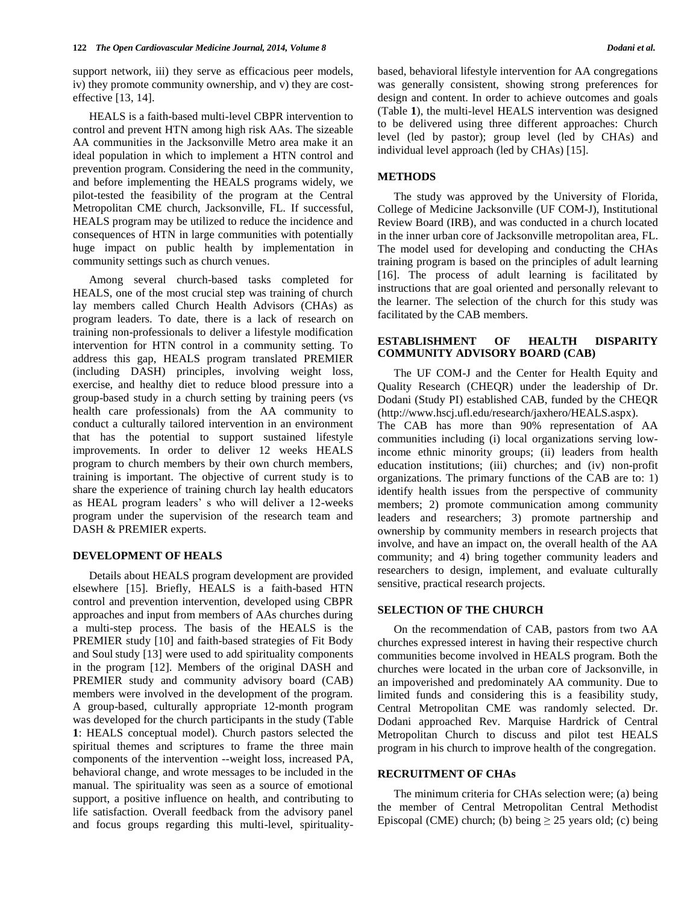support network, iii) they serve as efficacious peer models, iv) they promote community ownership, and v) they are cost-effective [13, 14].

HEALS is a faith-based multi-level CBPR intervention to control and prevent HTN among high risk AAs. The sizeable AA communities in the Jacksonville Metro area make it an ideal population in which to implement a HTN control and prevention program. Considering the need in the community, and before implementing the HEALS programs widely, we pilot-tested the feasibility of the program at the Central Metropolitan CME church, Jacksonville, FL. If successful, HEALS program may be utilized to reduce the incidence and consequences of HTN in large communities with potentially huge impact on public health by implementation in community settings such as church venues.

Among several church-based tasks completed for HEALS, one of the most crucial step was training of church lay members called Church Health Advisors (CHAs) as program leaders. To date, there is a lack of research on training non-professionals to deliver a lifestyle modification intervention for HTN control in a community setting. To address this gap, HEALS program translated PREMIER (including DASH) principles, involving weight loss, exercise, and healthy diet to reduce blood pressure into a group-based study in a church setting by training peers (vs health care professionals) from the AA community to conduct a culturally tailored intervention in an environment that has the potential to support sustained lifestyle improvements. In order to deliver 12 weeks HEALS program to church members by their own church members, training is important. The objective of current study is to share the experience of training church lay health educators as HEAL program leaders' s who will deliver a 12-weeks program under the supervision of the research team and DASH & PREMIER experts.

## DEVELOPMENT OF HEALS

Details about HEALS program development are provided elsewhere [15]. Briefly, HEALS is a faith-based HTN control and prevention intervention, developed using CBPR approaches and input from members of AAs churches during a multi-step process. The basis of the HEALS is the PREMIER study [10] and faith-based strategies of Fit Body and Soul study [13] were used to add spirituality components in the program [12]. Members of the original DASH and PREMIER study and community advisory board (CAB) members were involved in the development of the program. A group-based, culturally appropriate 12-month program was developed for the church participants in the study (Table **1**: HEALS conceptual model). Church pastors selected the spiritual themes and scriptures to frame the three main components of the intervention --weight loss, increased PA, behavioral change, and wrote messages to be included in the manual. The spirituality was seen as a source of emotional support, a positive influence on health, and contributing to life satisfaction. Overall feedback from the advisory panel and focus groups regarding this multi-level, spirituality-based, behavioral lifestyle intervention for AA congregations was generally consistent, showing strong preferences for design and content. In order to achieve outcomes and goals (Table **1**), the multi-level HEALS intervention was designed to be delivered using three different approaches: Church level (led by pastor); group level (led by CHAs) and individual level approach (led by CHAs) [15].

## METHODS

The study was approved by the University of Florida, College of Medicine Jacksonville (UF COM-J), Institutional Review Board (IRB), and was conducted in a church located in the inner urban core of Jacksonville metropolitan area, FL. The model used for developing and conducting the CHAs training program is based on the principles of adult learning [16]. The process of adult learning is facilitated by instructions that are goal oriented and personally relevant to the learner. The selection of the church for this study was facilitated by the CAB members.

## ESTABLISHMENT OF HEALTH DISPARITY COMMUNITY ADVISORY BOARD (CAB)

The UF COM-J and the Center for Health Equity and Quality Research (CHEQR) under the leadership of Dr. Dodani (Study PI) established CAB, funded by the CHEQR (http://www.hscj.ufl.edu/research/jaxhero/HEALS.aspx).

The CAB has more than 90% representation of AA communities including (i) local organizations serving low-income ethnic minority groups; (ii) leaders from health education institutions; (iii) churches; and (iv) non-profit organizations. The primary functions of the CAB are to: 1) identify health issues from the perspective of community members; 2) promote communication among community leaders and researchers; 3) promote partnership and ownership by community members in research projects that involve, and have an impact on, the overall health of the AA community; and 4) bring together community leaders and researchers to design, implement, and evaluate culturally sensitive, practical research projects.

## SELECTION OF THE CHURCH

On the recommendation of CAB, pastors from two AA churches expressed interest in having their respective church communities become involved in HEALS program. Both the churches were located in the urban core of Jacksonville, in an impoverished and predominately AA community. Due to limited funds and considering this is a feasibility study, Central Metropolitan CME was randomly selected. Dr. Dodani approached Rev. Marquise Hardrick of Central Metropolitan Church to discuss and pilot test HEALS program in his church to improve health of the congregation.

## RECRUITMENT OF CHAs

The minimum criteria for CHAs selection were; (a) being the member of Central Metropolitan Central Methodist Episcopal (CME) church; (b) being $\geq$ 25 years old; (c) being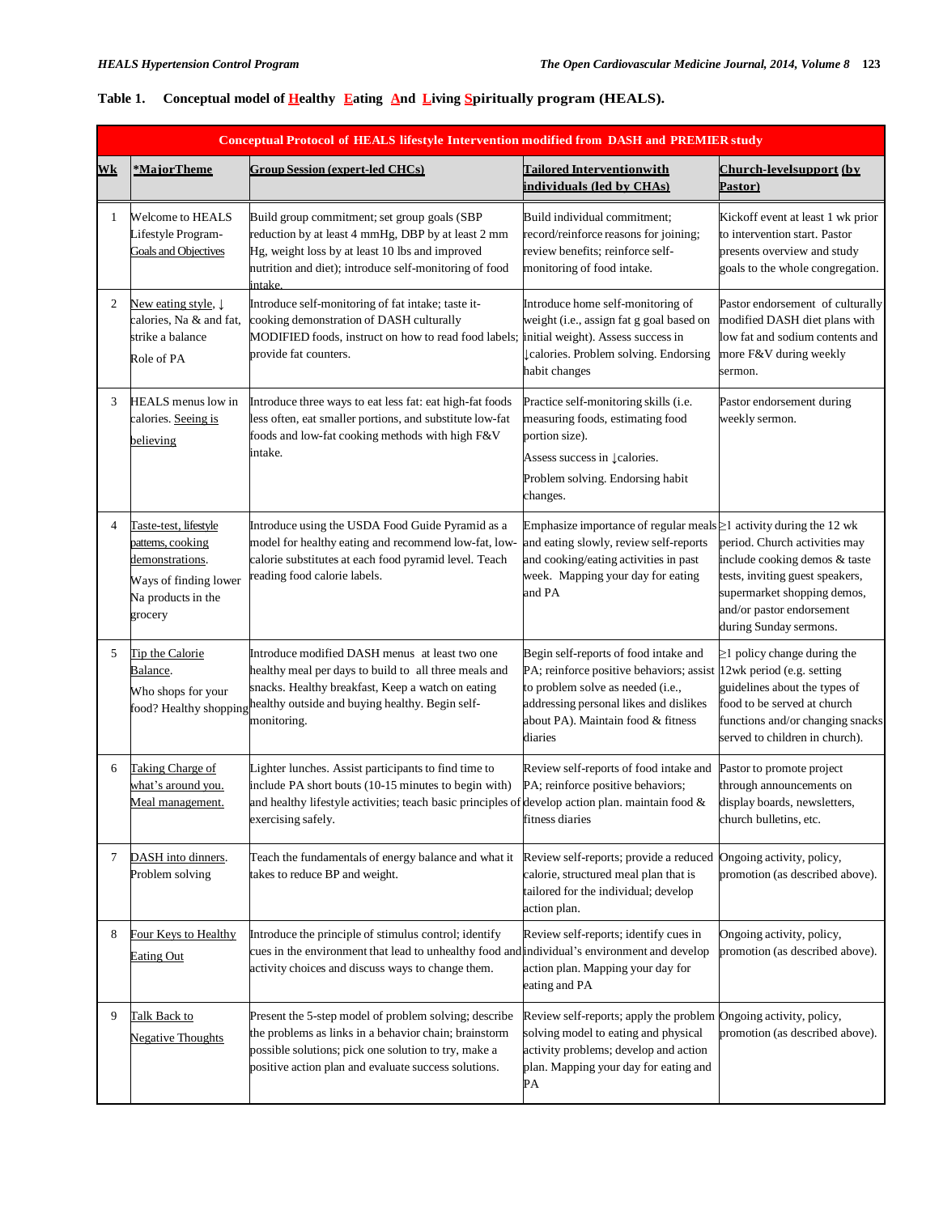**Table 1. Conceptual model of Healthy Eating And Living Spiritually program (HEALS).**

| Conceptual Protocol of HEALS lifestyle Intervention modified from DASH and PREMIER study | | | | |
|---|---|---|---|---|
| **Wk** | ***MajorTheme** | **Group Session (expert-led CHCs)** | **Tailored Interventionwith individuals (led by CHAs)** | **Church-levelsupport (by Pastor)** |
| 1 | Welcome to HEALS Lifestyle Program- Goals and Objectives | Build group commitment; set group goals (SBP reduction by at least 4 mmHg, DBP by at least 2 mm Hg, weight loss by at least 10 lbs and improved nutrition and diet); introduce self-monitoring of food intake. | Build individual commitment; record/reinforce reasons for joining; review benefits; reinforce self-monitoring of food intake. | Kickoff event at least 1 wk prior to intervention start. Pastor presents overview and study goals to the whole congregation. |
| 2 | New eating style, ↓ calories, Na & and fat, strike a balance<br>Role of PA | Introduce self-monitoring of fat intake; taste it-cooking demonstration of DASH culturally MODIFIED foods, instruct on how to read food labels; provide fat counters. | Introduce home self-monitoring of weight (i.e., assign fat g goal based on initial weight). Assess success in ↓calories. Problem solving. Endorsing habit changes | Pastor endorsement of culturally modified DASH diet plans with low fat and sodium contents and more F&V during weekly sermon. |
| 3 | HEALS menus low in calories. Seeing is believing | Introduce three ways to eat less fat: eat high-fat foods less often, eat smaller portions, and substitute low-fat foods and low-fat cooking methods with high F&V intake. | Practice self-monitoring skills (i.e. measuring foods, estimating food portion size).<br>Assess success in ↓calories.<br>Problem solving. Endorsing habit changes. | Pastor endorsement during weekly sermon. |
| 4 | Taste-test, lifestyle patterns, cooking demonstrations.<br>Ways of finding lower Na products in the grocery | Introduce using the USDA Food Guide Pyramid as a model for healthy eating and recommend low-fat, low-calorie substitutes at each food pyramid level. Teach reading food calorie labels. | Emphasize importance of regular meals and eating slowly, review self-reports and cooking/eating activities in past week. Mapping your day for eating and PA | ≥1 activity during the 12 wk period. Church activities may include cooking demos & taste tests, inviting guest speakers, supermarket shopping demos, and/or pastor endorsement during Sunday sermons. |
| 5 | Tip the Calorie Balance.<br>Who shops for your food? Healthy shopping | Introduce modified DASH menus at least two one healthy meal per days to build to all three meals and snacks. Healthy breakfast, Keep a watch on eating healthy outside and buying healthy. Begin self-monitoring. | Begin self-reports of food intake and PA; reinforce positive behaviors; assist to problem solve as needed (i.e., addressing personal likes and dislikes about PA). Maintain food & fitness diaries | ≥1 policy change during the 12wk period (e.g. setting guidelines about the types of food to be served at church functions and/or changing snacks served to children in church). |
| 6 | Taking Charge of what's around you. Meal management. | Lighter lunches. Assist participants to find time to include PA short bouts (10-15 minutes to begin with) and healthy lifestyle activities; teach basic principles of exercising safely. | Review self-reports of food intake and PA; reinforce positive behaviors; develop action plan. maintain food & fitness diaries | Pastor to promote project through announcements on display boards, newsletters, church bulletins, etc. |
| 7 | DASH into dinners. Problem solving | Teach the fundamentals of energy balance and what it takes to reduce BP and weight. | Review self-reports; provide a reduced calorie, structured meal plan that is tailored for the individual; develop action plan. | Ongoing activity, policy, promotion (as described above). |
| 8 | Four Keys to Healthy Eating Out | Introduce the principle of stimulus control; identify cues in the environment that lead to unhealthy food and activity choices and discuss ways to change them. | Review self-reports; identify cues in individual's environment and develop action plan. Mapping your day for eating and PA | Ongoing activity, policy, promotion (as described above). |
| 9 | Talk Back to Negative Thoughts | Present the 5-step model of problem solving; describe the problems as links in a behavior chain; brainstorm possible solutions; pick one solution to try, make a positive action plan and evaluate success solutions. | Review self-reports; apply the problem solving model to eating and physical activity problems; develop and action plan. Mapping your day for eating and PA | Ongoing activity, policy, promotion (as described above). |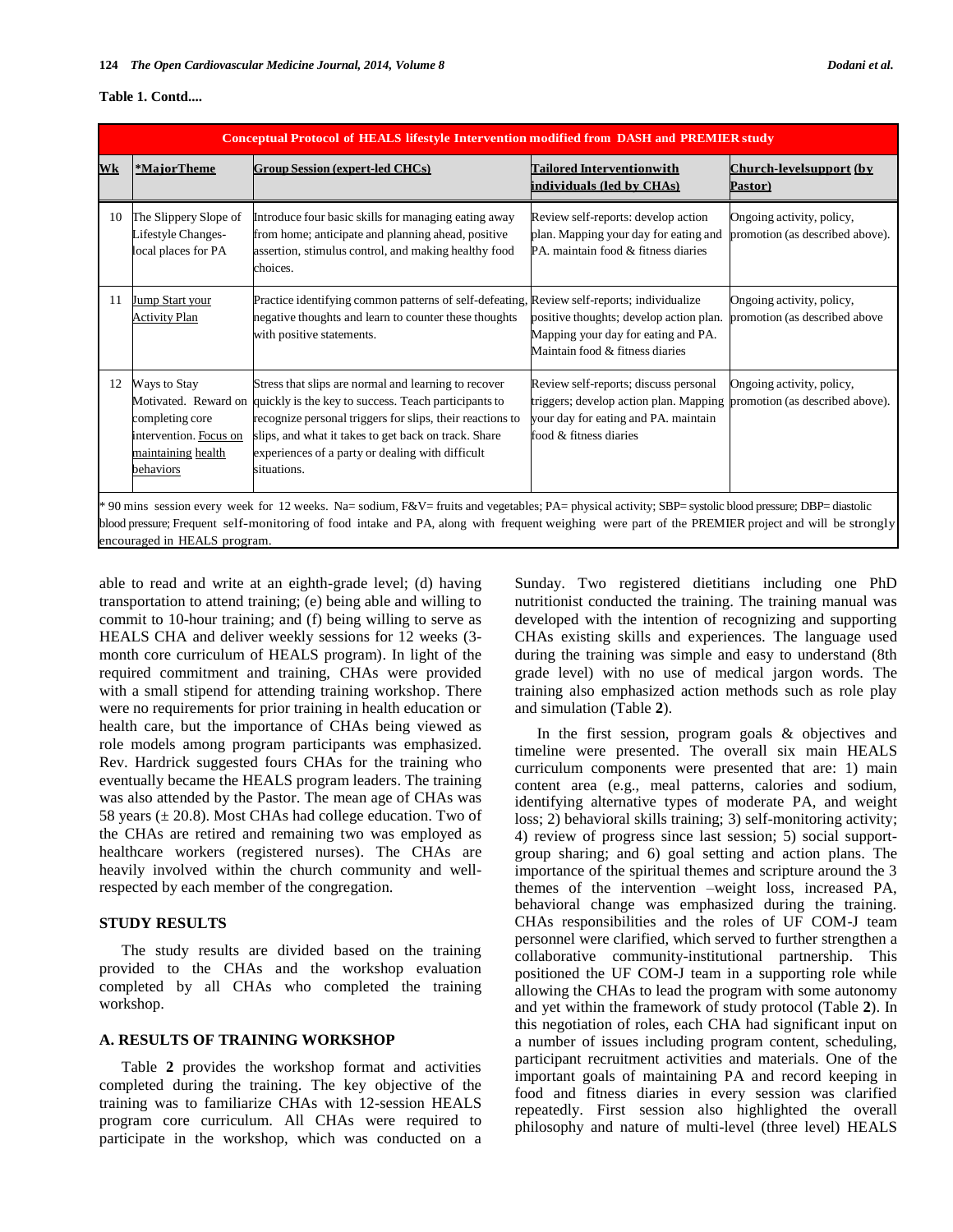**Table 1. Contd....**

| Conceptual Protocol of HEALS lifestyle Intervention modified from DASH and PREMIER study | | | | |
|---|---|---|---|---|
| Wk | *MajorTheme | Group Session (expert-led CHCs) | Tailored Interventionwith individuals (led by CHAs) | Church-levelsupport (by Pastor) |
| 10 | The Slippery Slope of Lifestyle Changes- local places for PA | Introduce four basic skills for managing eating away from home; anticipate and planning ahead, positive assertion, stimulus control, and making healthy food choices. | Review self-reports: develop action plan. Mapping your day for eating and PA. maintain food & fitness diaries | Ongoing activity, policy, promotion (as described above). |
| 11 | Jump Start your Activity Plan | Practice identifying common patterns of self-defeating, negative thoughts and learn to counter these thoughts with positive statements. | Review self-reports; individualize positive thoughts; develop action plan. Mapping your day for eating and PA. Maintain food & fitness diaries | Ongoing activity, policy, promotion (as described above |
| 12 | Ways to Stay Motivated. Reward on completing core intervention. Focus on maintaining health behaviors | Stress that slips are normal and learning to recover quickly is the key to success. Teach participants to recognize personal triggers for slips, their reactions to slips, and what it takes to get back on track. Share experiences of a party or dealing with difficult situations. | Review self-reports; discuss personal triggers; develop action plan. Mapping your day for eating and PA. maintain food & fitness diaries | Ongoing activity, policy, promotion (as described above). |

* 90 mins session every week for 12 weeks. Na= sodium, F&V= fruits and vegetables; PA= physical activity; SBP= systolic blood pressure; DBP= diastolic blood pressure; Frequent self-monitoring of food intake and PA, along with frequent weighing were part of the PREMIER project and will be strongly encouraged in HEALS program.

able to read and write at an eighth-grade level; (d) having transportation to attend training; (e) being able and willing to commit to 10-hour training; and (f) being willing to serve as HEALS CHA and deliver weekly sessions for 12 weeks (3-month core curriculum of HEALS program). In light of the required commitment and training, CHAs were provided with a small stipend for attending training workshop. There were no requirements for prior training in health education or health care, but the importance of CHAs being viewed as role models among program participants was emphasized. Rev. Hardrick suggested fours CHAs for the training who eventually became the HEALS program leaders. The training was also attended by the Pastor. The mean age of CHAs was 58 years (± 20.8). Most CHAs had college education. Two of the CHAs are retired and remaining two was employed as healthcare workers (registered nurses). The CHAs are heavily involved within the church community and well-respected by each member of the congregation.

## STUDY RESULTS

The study results are divided based on the training provided to the CHAs and the workshop evaluation completed by all CHAs who completed the training workshop.

### A. RESULTS OF TRAINING WORKSHOP

Table **2** provides the workshop format and activities completed during the training. The key objective of the training was to familiarize CHAs with 12-session HEALS program core curriculum. All CHAs were required to participate in the workshop, which was conducted on a Sunday. Two registered dietitians including one PhD nutritionist conducted the training. The training manual was developed with the intention of recognizing and supporting CHAs existing skills and experiences. The language used during the training was simple and easy to understand (8th grade level) with no use of medical jargon words. The training also emphasized action methods such as role play and simulation (Table **2**).

In the first session, program goals & objectives and timeline were presented. The overall six main HEALS curriculum components were presented that are: 1) main content area (e.g., meal patterns, calories and sodium, identifying alternative types of moderate PA, and weight loss; 2) behavioral skills training; 3) self-monitoring activity; 4) review of progress since last session; 5) social support-group sharing; and 6) goal setting and action plans. The importance of the spiritual themes and scripture around the 3 themes of the intervention –weight loss, increased PA, behavioral change was emphasized during the training. CHAs responsibilities and the roles of UF COM-J team personnel were clarified, which served to further strengthen a collaborative community-institutional partnership. This positioned the UF COM-J team in a supporting role while allowing the CHAs to lead the program with some autonomy and yet within the framework of study protocol (Table **2**). In this negotiation of roles, each CHA had significant input on a number of issues including program content, scheduling, participant recruitment activities and materials. One of the important goals of maintaining PA and record keeping in food and fitness diaries in every session was clarified repeatedly. First session also highlighted the overall philosophy and nature of multi-level (three level) HEALS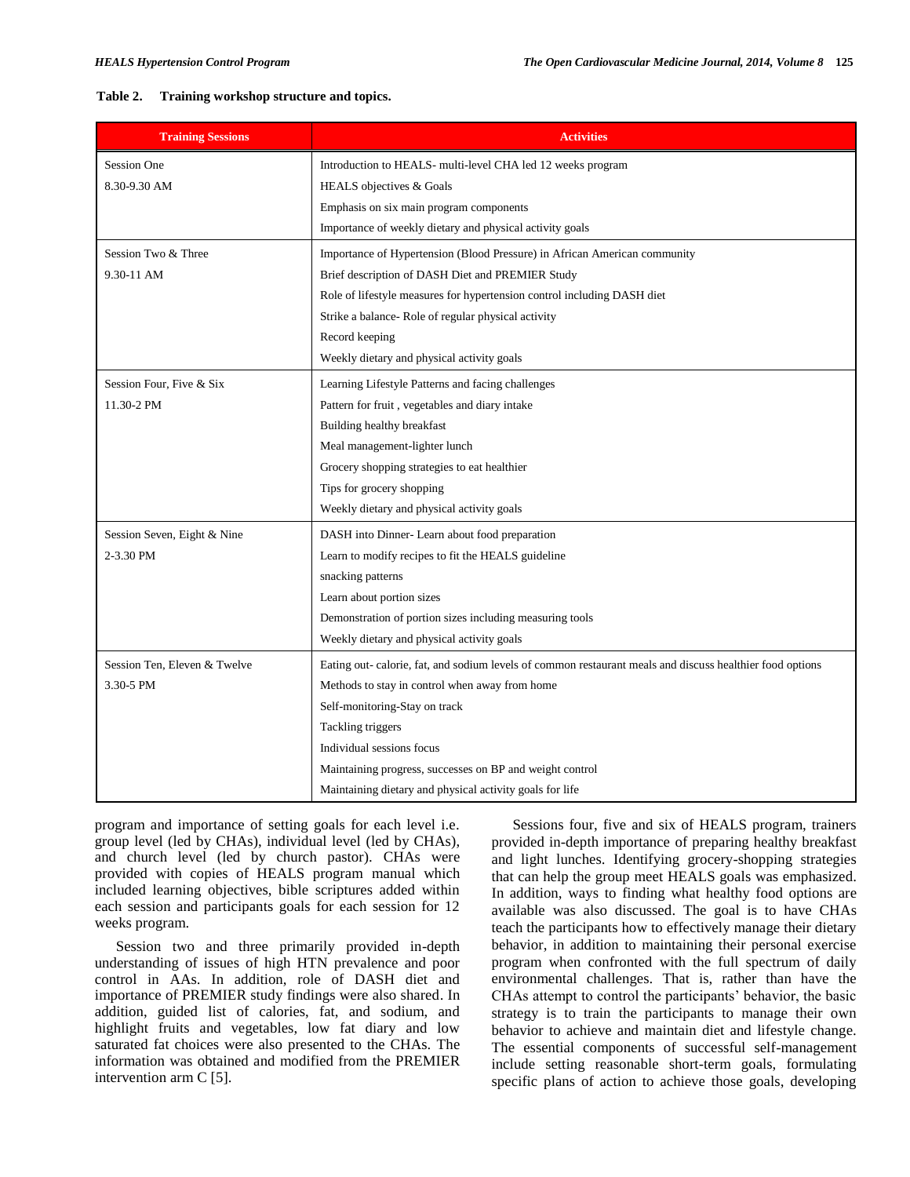**Table 2. Training workshop structure and topics.**

| Training Sessions | Activities |
|---|---|
| Session One<br>8.30-9.30 AM | Introduction to HEALS- multi-level CHA led 12 weeks program<br>HEALS objectives & Goals<br>Emphasis on six main program components<br>Importance of weekly dietary and physical activity goals |
| Session Two & Three<br>9.30-11 AM | Importance of Hypertension (Blood Pressure) in African American community<br>Brief description of DASH Diet and PREMIER Study<br>Role of lifestyle measures for hypertension control including DASH diet<br>Strike a balance- Role of regular physical activity<br>Record keeping<br>Weekly dietary and physical activity goals |
| Session Four, Five & Six<br>11.30-2 PM | Learning Lifestyle Patterns and facing challenges<br>Pattern for fruit , vegetables and diary intake<br>Building healthy breakfast<br>Meal management-lighter lunch<br>Grocery shopping strategies to eat healthier<br>Tips for grocery shopping<br>Weekly dietary and physical activity goals |
| Session Seven, Eight & Nine<br>2-3.30 PM | DASH into Dinner- Learn about food preparation<br>Learn to modify recipes to fit the HEALS guideline<br>snacking patterns<br>Learn about portion sizes<br>Demonstration of portion sizes including measuring tools<br>Weekly dietary and physical activity goals |
| Session Ten, Eleven & Twelve<br>3.30-5 PM | Eating out- calorie, fat, and sodium levels of common restaurant meals and discuss healthier food options<br>Methods to stay in control when away from home<br>Self-monitoring-Stay on track<br>Tackling triggers<br>Individual sessions focus<br>Maintaining progress, successes on BP and weight control<br>Maintaining dietary and physical activity goals for life |

program and importance of setting goals for each level i.e. group level (led by CHAs), individual level (led by CHAs), and church level (led by church pastor). CHAs were provided with copies of HEALS program manual which included learning objectives, bible scriptures added within each session and participants goals for each session for 12 weeks program.

Session two and three primarily provided in-depth understanding of issues of high HTN prevalence and poor control in AAs. In addition, role of DASH diet and importance of PREMIER study findings were also shared. In addition, guided list of calories, fat, and sodium, and highlight fruits and vegetables, low fat diary and low saturated fat choices were also presented to the CHAs. The information was obtained and modified from the PREMIER intervention arm C [5].

Sessions four, five and six of HEALS program, trainers provided in-depth importance of preparing healthy breakfast and light lunches. Identifying grocery-shopping strategies that can help the group meet HEALS goals was emphasized. In addition, ways to finding what healthy food options are available was also discussed. The goal is to have CHAs teach the participants how to effectively manage their dietary behavior, in addition to maintaining their personal exercise program when confronted with the full spectrum of daily environmental challenges. That is, rather than have the CHAs attempt to control the participants' behavior, the basic strategy is to train the participants to manage their own behavior to achieve and maintain diet and lifestyle change. The essential components of successful self-management include setting reasonable short-term goals, formulating specific plans of action to achieve those goals, developing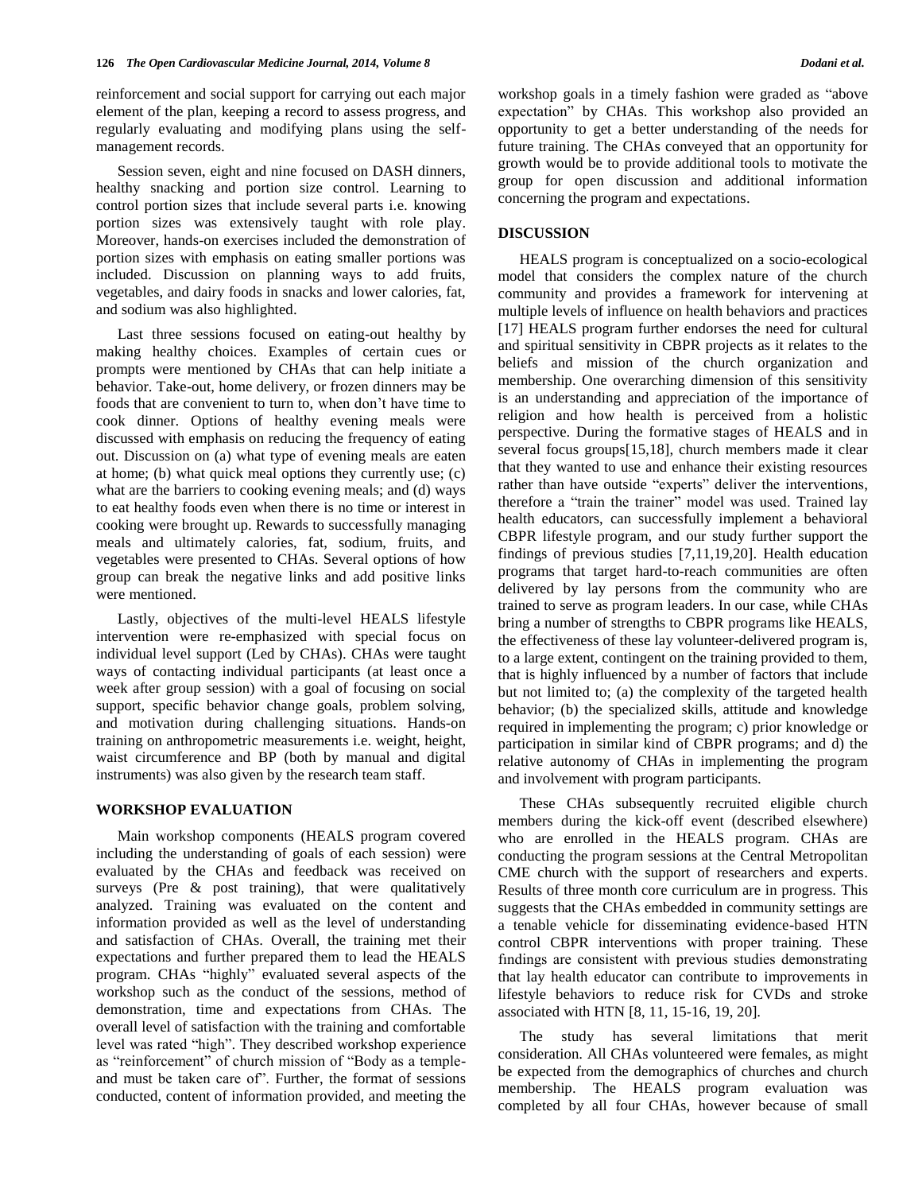reinforcement and social support for carrying out each major element of the plan, keeping a record to assess progress, and regularly evaluating and modifying plans using the self-management records.

Session seven, eight and nine focused on DASH dinners, healthy snacking and portion size control. Learning to control portion sizes that include several parts i.e. knowing portion sizes was extensively taught with role play. Moreover, hands-on exercises included the demonstration of portion sizes with emphasis on eating smaller portions was included. Discussion on planning ways to add fruits, vegetables, and dairy foods in snacks and lower calories, fat, and sodium was also highlighted.

Last three sessions focused on eating-out healthy by making healthy choices. Examples of certain cues or prompts were mentioned by CHAs that can help initiate a behavior. Take-out, home delivery, or frozen dinners may be foods that are convenient to turn to, when don't have time to cook dinner. Options of healthy evening meals were discussed with emphasis on reducing the frequency of eating out. Discussion on (a) what type of evening meals are eaten at home; (b) what quick meal options they currently use; (c) what are the barriers to cooking evening meals; and (d) ways to eat healthy foods even when there is no time or interest in cooking were brought up. Rewards to successfully managing meals and ultimately calories, fat, sodium, fruits, and vegetables were presented to CHAs. Several options of how group can break the negative links and add positive links were mentioned.

Lastly, objectives of the multi-level HEALS lifestyle intervention were re-emphasized with special focus on individual level support (Led by CHAs). CHAs were taught ways of contacting individual participants (at least once a week after group session) with a goal of focusing on social support, specific behavior change goals, problem solving, and motivation during challenging situations. Hands-on training on anthropometric measurements i.e. weight, height, waist circumference and BP (both by manual and digital instruments) was also given by the research team staff.

## WORKSHOP EVALUATION

Main workshop components (HEALS program covered including the understanding of goals of each session) were evaluated by the CHAs and feedback was received on surveys (Pre & post training), that were qualitatively analyzed. Training was evaluated on the content and information provided as well as the level of understanding and satisfaction of CHAs. Overall, the training met their expectations and further prepared them to lead the HEALS program. CHAs "highly" evaluated several aspects of the workshop such as the conduct of the sessions, method of demonstration, time and expectations from CHAs. The overall level of satisfaction with the training and comfortable level was rated "high". They described workshop experience as "reinforcement" of church mission of "Body as a temple- and must be taken care of". Further, the format of sessions conducted, content of information provided, and meeting the workshop goals in a timely fashion were graded as "above expectation" by CHAs. This workshop also provided an opportunity to get a better understanding of the needs for future training. The CHAs conveyed that an opportunity for growth would be to provide additional tools to motivate the group for open discussion and additional information concerning the program and expectations.

## DISCUSSION

HEALS program is conceptualized on a socio-ecological model that considers the complex nature of the church community and provides a framework for intervening at multiple levels of influence on health behaviors and practices [17] HEALS program further endorses the need for cultural and spiritual sensitivity in CBPR projects as it relates to the beliefs and mission of the church organization and membership. One overarching dimension of this sensitivity is an understanding and appreciation of the importance of religion and how health is perceived from a holistic perspective. During the formative stages of HEALS and in several focus groups[15,18], church members made it clear that they wanted to use and enhance their existing resources rather than have outside "experts" deliver the interventions, therefore a "train the trainer" model was used. Trained lay health educators, can successfully implement a behavioral CBPR lifestyle program, and our study further support the findings of previous studies [7,11,19,20]. Health education programs that target hard-to-reach communities are often delivered by lay persons from the community who are trained to serve as program leaders. In our case, while CHAs bring a number of strengths to CBPR programs like HEALS, the effectiveness of these lay volunteer-delivered program is, to a large extent, contingent on the training provided to them, that is highly influenced by a number of factors that include but not limited to; (a) the complexity of the targeted health behavior; (b) the specialized skills, attitude and knowledge required in implementing the program; c) prior knowledge or participation in similar kind of CBPR programs; and d) the relative autonomy of CHAs in implementing the program and involvement with program participants.

These CHAs subsequently recruited eligible church members during the kick-off event (described elsewhere) who are enrolled in the HEALS program. CHAs are conducting the program sessions at the Central Metropolitan CME church with the support of researchers and experts. Results of three month core curriculum are in progress. This suggests that the CHAs embedded in community settings are a tenable vehicle for disseminating evidence-based HTN control CBPR interventions with proper training. These findings are consistent with previous studies demonstrating that lay health educator can contribute to improvements in lifestyle behaviors to reduce risk for CVDs and stroke associated with HTN [8, 11, 15-16, 19, 20].

The study has several limitations that merit consideration. All CHAs volunteered were females, as might be expected from the demographics of churches and church membership. The HEALS program evaluation was completed by all four CHAs, however because of small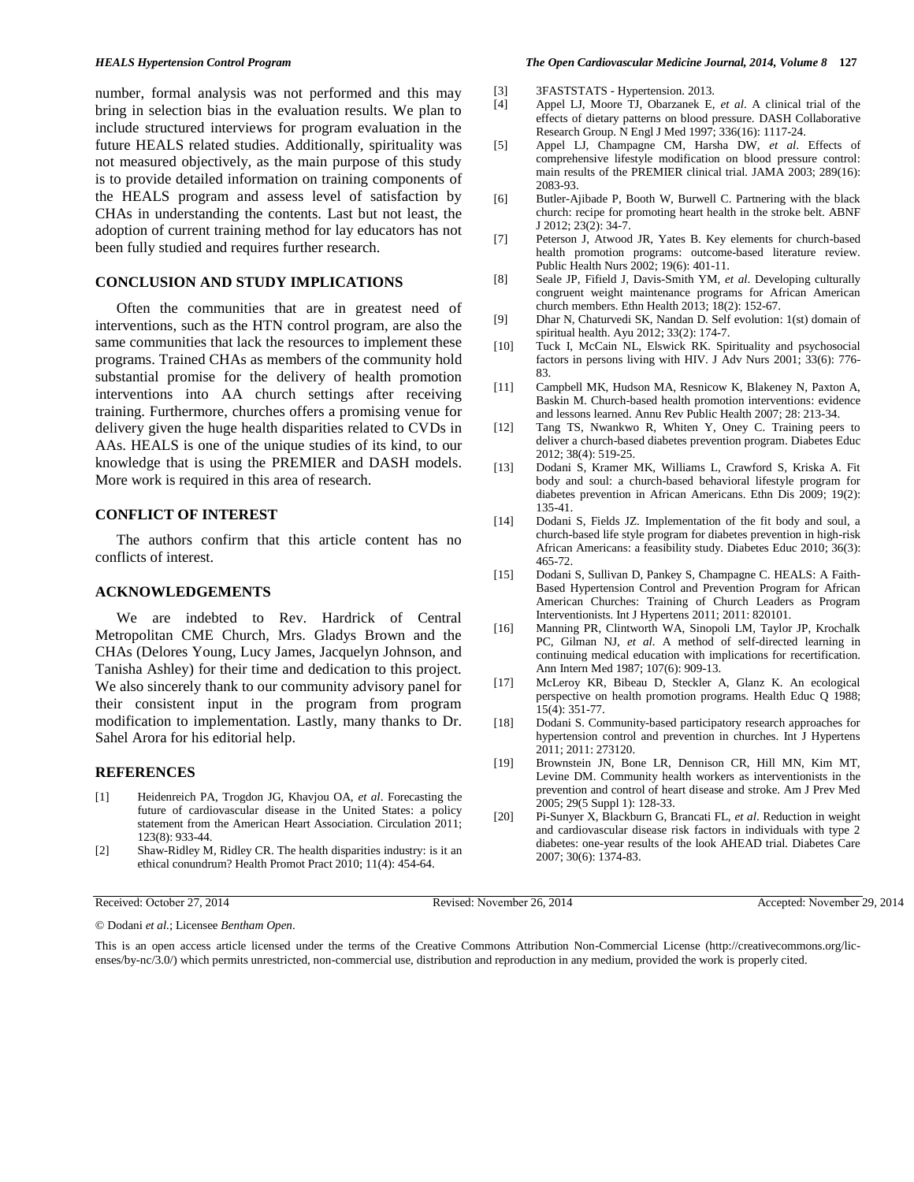number, formal analysis was not performed and this may bring in selection bias in the evaluation results. We plan to include structured interviews for program evaluation in the future HEALS related studies. Additionally, spirituality was not measured objectively, as the main purpose of this study is to provide detailed information on training components of the HEALS program and assess level of satisfaction by CHAs in understanding the contents. Last but not least, the adoption of current training method for lay educators has not been fully studied and requires further research.

## CONCLUSION AND STUDY IMPLICATIONS

Often the communities that are in greatest need of interventions, such as the HTN control program, are also the same communities that lack the resources to implement these programs. Trained CHAs as members of the community hold substantial promise for the delivery of health promotion interventions into AA church settings after receiving training. Furthermore, churches offers a promising venue for delivery given the huge health disparities related to CVDs in AAs. HEALS is one of the unique studies of its kind, to our knowledge that is using the PREMIER and DASH models. More work is required in this area of research.

## CONFLICT OF INTEREST

The authors confirm that this article content has no conflicts of interest.

## ACKNOWLEDGEMENTS

We are indebted to Rev. Hardrick of Central Metropolitan CME Church, Mrs. Gladys Brown and the CHAs (Delores Young, Lucy James, Jacquelyn Johnson, and Tanisha Ashley) for their time and dedication to this project. We also sincerely thank to our community advisory panel for their consistent input in the program from program modification to implementation. Lastly, many thanks to Dr. Sahel Arora for his editorial help.

## REFERENCES

[1] Heidenreich PA, Trogdon JG, Khavjou OA, *et al*. Forecasting the future of cardiovascular disease in the United States: a policy statement from the American Heart Association. Circulation 2011; 123(8): 933-44.

[2] Shaw-Ridley M, Ridley CR. The health disparities industry: is it an ethical conundrum? Health Promot Pract 2010; 11(4): 454-64.

[3] 3FASTSTATS - Hypertension. 2013.

[4] Appel LJ, Moore TJ, Obarzanek E, *et al*. A clinical trial of the effects of dietary patterns on blood pressure. DASH Collaborative Research Group. N Engl J Med 1997; 336(16): 1117-24.

[5] Appel LJ, Champagne CM, Harsha DW, *et al*. Effects of comprehensive lifestyle modification on blood pressure control: main results of the PREMIER clinical trial. JAMA 2003; 289(16): 2083-93.

[6] Butler-Ajibade P, Booth W, Burwell C. Partnering with the black church: recipe for promoting heart health in the stroke belt. ABNF J 2012; 23(2): 34-7.

[7] Peterson J, Atwood JR, Yates B. Key elements for church-based health promotion programs: outcome-based literature review. Public Health Nurs 2002; 19(6): 401-11.

[8] Seale JP, Fifield J, Davis-Smith YM, *et al*. Developing culturally congruent weight maintenance programs for African American church members. Ethn Health 2013; 18(2): 152-67.

[9] Dhar N, Chaturvedi SK, Nandan D. Self evolution: 1(st) domain of spiritual health. Ayu 2012; 33(2): 174-7.

[10] Tuck I, McCain NL, Elswick RK. Spirituality and psychosocial factors in persons living with HIV. J Adv Nurs 2001; 33(6): 776-83.

[11] Campbell MK, Hudson MA, Resnicow K, Blakeney N, Paxton A, Baskin M. Church-based health promotion interventions: evidence and lessons learned. Annu Rev Public Health 2007; 28: 213-34.

[12] Tang TS, Nwankwo R, Whiten Y, Oney C. Training peers to deliver a church-based diabetes prevention program. Diabetes Educ 2012; 38(4): 519-25.

[13] Dodani S, Kramer MK, Williams L, Crawford S, Kriska A. Fit body and soul: a church-based behavioral lifestyle program for diabetes prevention in African Americans. Ethn Dis 2009; 19(2): 135-41.

[14] Dodani S, Fields JZ. Implementation of the fit body and soul, a church-based life style program for diabetes prevention in high-risk African Americans: a feasibility study. Diabetes Educ 2010; 36(3): 465-72.

[15] Dodani S, Sullivan D, Pankey S, Champagne C. HEALS: A Faith-Based Hypertension Control and Prevention Program for African American Churches: Training of Church Leaders as Program Interventionists. Int J Hypertens 2011; 2011: 820101.

[16] Manning PR, Clintworth WA, Sinopoli LM, Taylor JP, Krochalk PC, Gilman NJ, *et al*. A method of self-directed learning in continuing medical education with implications for recertification. Ann Intern Med 1987; 107(6): 909-13.

[17] McLeroy KR, Bibeau D, Steckler A, Glanz K. An ecological perspective on health promotion programs. Health Educ Q 1988; 15(4): 351-77.

[18] Dodani S. Community-based participatory research approaches for hypertension control and prevention in churches. Int J Hypertens 2011; 2011: 273120.

[19] Brownstein JN, Bone LR, Dennison CR, Hill MN, Kim MT, Levine DM. Community health workers as interventionists in the prevention and control of heart disease and stroke. Am J Prev Med 2005; 29(5 Suppl 1): 128-33.

[20] Pi-Sunyer X, Blackburn G, Brancati FL, *et al*. Reduction in weight and cardiovascular disease risk factors in individuals with type 2 diabetes: one-year results of the look AHEAD trial. Diabetes Care 2007; 30(6): 1374-83.

Received: October 27, 2014 Revised: November 26, 2014 Accepted: November 29, 2014

© Dodani *et al*.; Licensee *Bentham Open*.

This is an open access article licensed under the terms of the Creative Commons Attribution Non-Commercial License (http://creativecommons.org/licenses/by-nc/3.0/) which permits unrestricted, non-commercial use, distribution and reproduction in any medium, provided the work is properly cited.